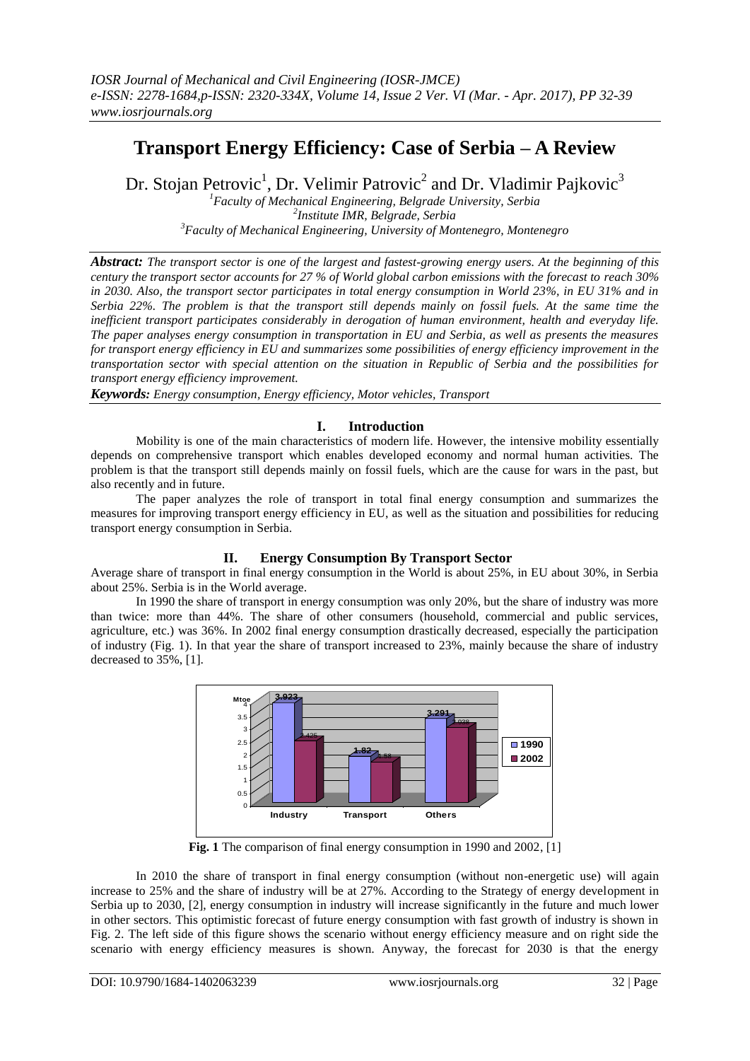# Transport Energy Efficiency: Case of Serbia – A Review

Dr. Stojan Petrovic[1], Dr. Velimir Patrovic[2] and Dr. Vladimir Pajkovic[3]

[1]*Faculty of Mechanical Engineering, Belgrade University, Serbia*
[2]*Institute IMR, Belgrade, Serbia*
[3]*Faculty of Mechanical Engineering, University of Montenegro, Montenegro*

***Abstract:*** *The transport sector is one of the largest and fastest-growing energy users. At the beginning of this century the transport sector accounts for 27 % of World global carbon emissions with the forecast to reach 30% in 2030. Also, the transport sector participates in total energy consumption in World 23%, in EU 31% and in Serbia 22%. The problem is that the transport still depends mainly on fossil fuels. At the same time the inefficient transport participates considerably in derogation of human environment, health and everyday life. The paper analyses energy consumption in transportation in EU and Serbia, as well as presents the measures for transport energy efficiency in EU and summarizes some possibilities of energy efficiency improvement in the transportation sector with special attention on the situation in Republic of Serbia and the possibilities for transport energy efficiency improvement.*

***Keywords:*** *Energy consumption, Energy efficiency, Motor vehicles, Transport*

## I. Introduction

Mobility is one of the main characteristics of modern life. However, the intensive mobility essentially depends on comprehensive transport which enables developed economy and normal human activities. The problem is that the transport still depends mainly on fossil fuels, which are the cause for wars in the past, but also recently and in future.

The paper analyzes the role of transport in total final energy consumption and summarizes the measures for improving transport energy efficiency in EU, as well as the situation and possibilities for reducing transport energy consumption in Serbia.

## II. Energy Consumption By Transport Sector

Average share of transport in final energy consumption in the World is about 25%, in EU about 30%, in Serbia about 25%. Serbia is in the World average.

In 1990 the share of transport in energy consumption was only 20%, but the share of industry was more than twice: more than 44%. The share of other consumers (household, commercial and public services, agriculture, etc.) was 36%. In 2002 final energy consumption drastically decreased, especially the participation of industry (Fig. 1). In that year the share of transport increased to 23%, mainly because the share of industry decreased to 35%, [1].

**Fig. 1** The comparison of final energy consumption in 1990 and 2002, [1]

In 2010 the share of transport in final energy consumption (without non-energetic use) will again increase to 25% and the share of industry will be at 27%. According to the Strategy of energy development in Serbia up to 2030, [2], energy consumption in industry will increase significantly in the future and much lower in other sectors. This optimistic forecast of future energy consumption with fast growth of industry is shown in Fig. 2. The left side of this figure shows the scenario without energy efficiency measure and on right side the scenario with energy efficiency measures is shown. Anyway, the forecast for 2030 is that the energy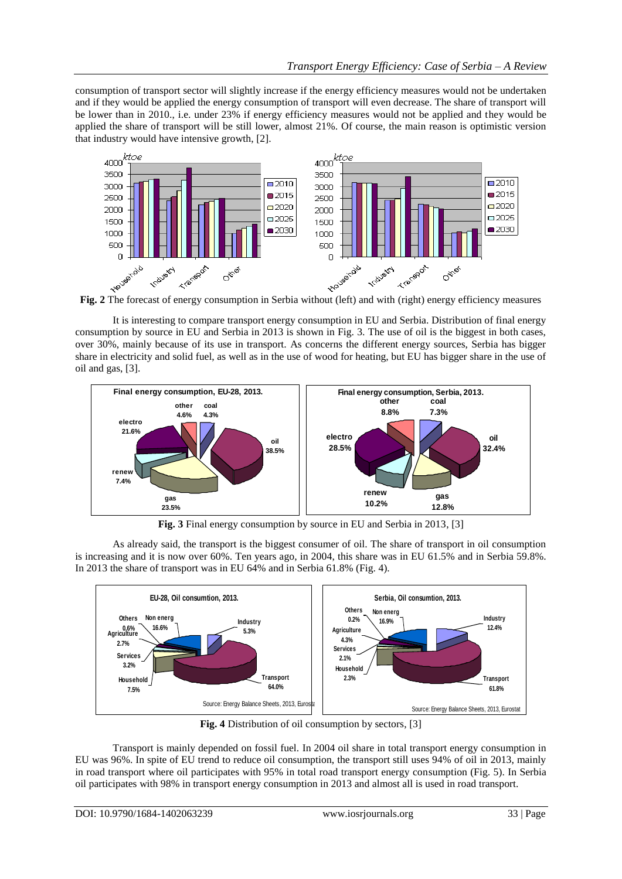consumption of transport sector will slightly increase if the energy efficiency measures would not be undertaken and if they would be applied the energy consumption of transport will even decrease. The share of transport will be lower than in 2010., i.e. under 23% if energy efficiency measures would not be applied and they would be applied the share of transport will be still lower, almost 21%. Of course, the main reason is optimistic version that industry would have intensive growth, [2].

**Fig. 2** The forecast of energy consumption in Serbia without (left) and with (right) energy efficiency measures

It is interesting to compare transport energy consumption in EU and Serbia. Distribution of final energy consumption by source in EU and Serbia in 2013 is shown in Fig. 3. The use of oil is the biggest in both cases, over 30%, mainly because of its use in transport. As concerns the different energy sources, Serbia has bigger share in electricity and solid fuel, as well as in the use of wood for heating, but EU has bigger share in the use of oil and gas, [3].

**Fig. 3** Final energy consumption by source in EU and Serbia in 2013, [3]

As already said, the transport is the biggest consumer of oil. The share of transport in oil consumption is increasing and it is now over 60%. Ten years ago, in 2004, this share was in EU 61.5% and in Serbia 59.8%. In 2013 the share of transport was in EU 64% and in Serbia 61.8% (Fig. 4).

**Fig. 4** Distribution of oil consumption by sectors, [3]

Transport is mainly depended on fossil fuel. In 2004 oil share in total transport energy consumption in EU was 96%. In spite of EU trend to reduce oil consumption, the transport still uses 94% of oil in 2013, mainly in road transport where oil participates with 95% in total road transport energy consumption (Fig. 5). In Serbia oil participates with 98% in transport energy consumption in 2013 and almost all is used in road transport.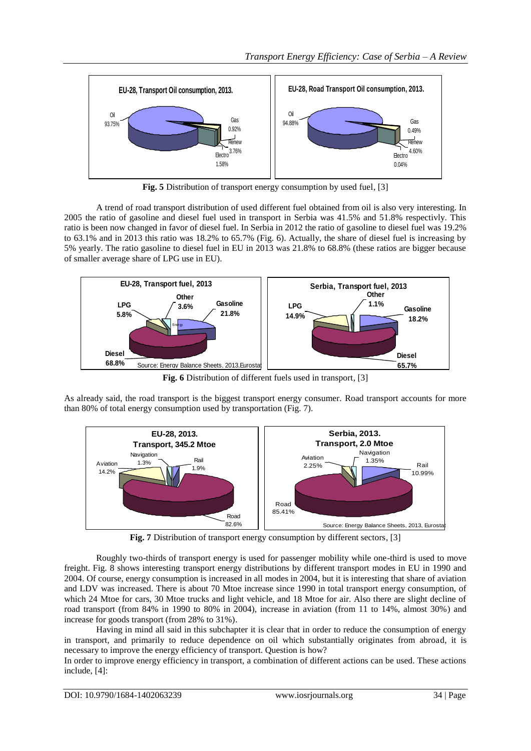**Fig. 5** Distribution of transport energy consumption by used fuel, [3]

A trend of road transport distribution of used different fuel obtained from oil is also very interesting. In 2005 the ratio of gasoline and diesel fuel used in transport in Serbia was 41.5% and 51.8% respectivly. This ratio is been now changed in favor of diesel fuel. In Serbia in 2012 the ratio of gasoline to diesel fuel was 19.2% to 63.1% and in 2013 this ratio was 18.2% to 65.7% (Fig. 6). Actually, the share of diesel fuel is increasing by 5% yearly. The ratio gasoline to diesel fuel in EU in 2013 was 21.8% to 68.8% (these ratios are bigger because of smaller average share of LPG use in EU).

**Fig. 6** Distribution of different fuels used in transport, [3]

As already said, the road transport is the biggest transport energy consumer. Road transport accounts for more than 80% of total energy consumption used by transportation (Fig. 7).

**Fig. 7** Distribution of transport energy consumption by different sectors, [3]

Roughly two-thirds of transport energy is used for passenger mobility while one-third is used to move freight. Fig. 8 shows interesting transport energy distributions by different transport modes in EU in 1990 and 2004. Of course, energy consumption is increased in all modes in 2004, but it is interesting that share of aviation and LDV was increased. There is about 70 Mtoe increase since 1990 in total transport energy consumption, of which 24 Mtoe for cars, 30 Mtoe trucks and light vehicle, and 18 Mtoe for air. Also there are slight decline of road transport (from 84% in 1990 to 80% in 2004), increase in aviation (from 11 to 14%, almost 30%) and increase for goods transport (from 28% to 31%).

Having in mind all said in this subchapter it is clear that in order to reduce the consumption of energy in transport, and primarily to reduce dependence on oil which substantially originates from abroad, it is necessary to improve the energy efficiency of transport. Question is how?

In order to improve energy efficiency in transport, a combination of different actions can be used. These actions include, [4]: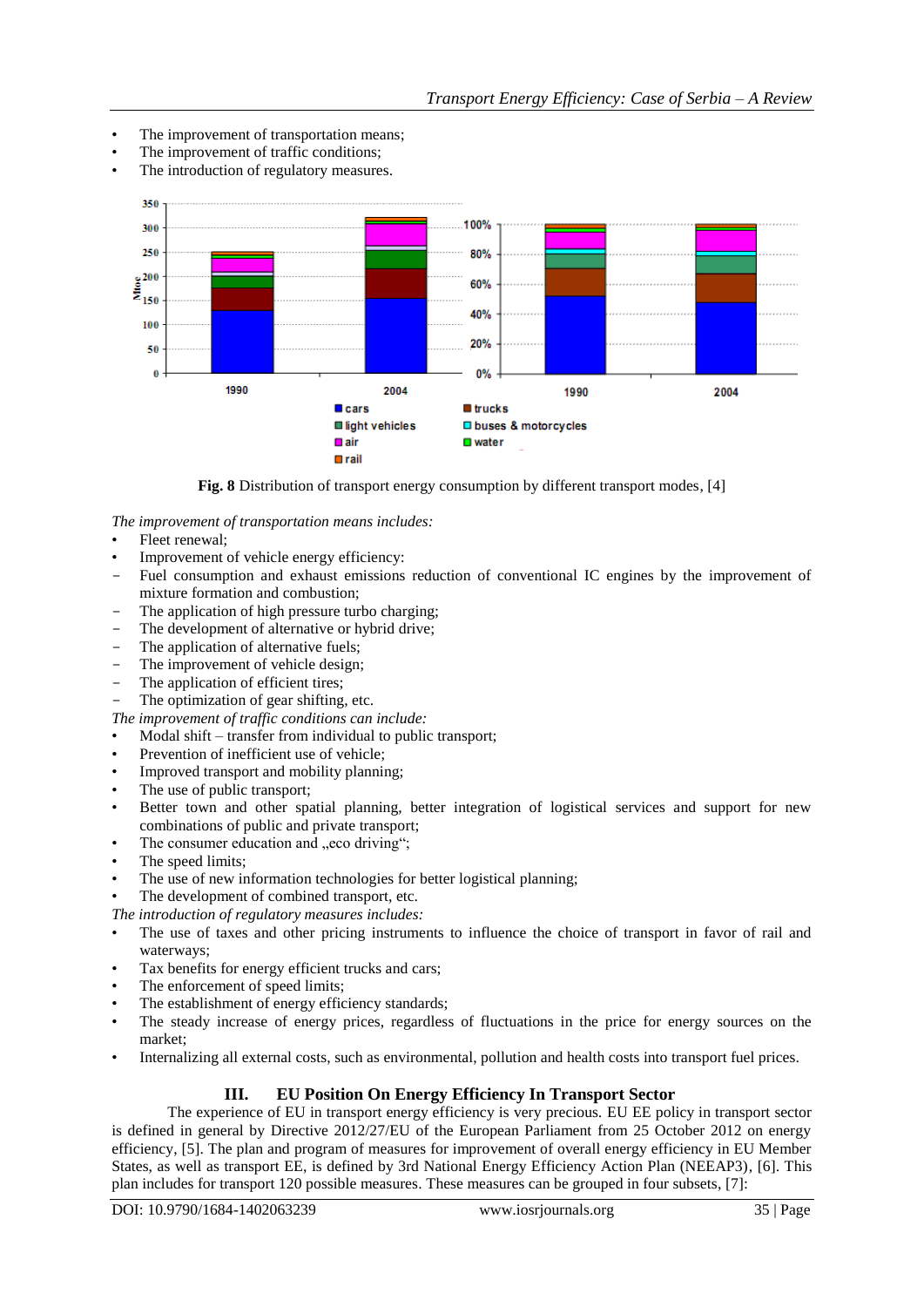- The improvement of transportation means;
- The improvement of traffic conditions;
- The introduction of regulatory measures.

**Fig. 8** Distribution of transport energy consumption by different transport modes, [4]

*The improvement of transportation means includes:*

- Fleet renewal;
- Improvement of vehicle energy efficiency:
  - Fuel consumption and exhaust emissions reduction of conventional IC engines by the improvement of mixture formation and combustion;
  - The application of high pressure turbo charging;
  - The development of alternative or hybrid drive;
  - The application of alternative fuels;
  - The improvement of vehicle design;
  - The application of efficient tires;
  - The optimization of gear shifting, etc.

*The improvement of traffic conditions can include:*

- Modal shift – transfer from individual to public transport;
- Prevention of inefficient use of vehicle;
- Improved transport and mobility planning;
- The use of public transport;
- Better town and other spatial planning, better integration of logistical services and support for new combinations of public and private transport;
- The consumer education and „eco driving";
- The speed limits;
- The use of new information technologies for better logistical planning;
- The development of combined transport, etc.

*The introduction of regulatory measures includes:*

- The use of taxes and other pricing instruments to influence the choice of transport in favor of rail and waterways;
- Tax benefits for energy efficient trucks and cars;
- The enforcement of speed limits;
- The establishment of energy efficiency standards;
- The steady increase of energy prices, regardless of fluctuations in the price for energy sources on the market;
- Internalizing all external costs, such as environmental, pollution and health costs into transport fuel prices.

## III. EU Position On Energy Efficiency In Transport Sector

The experience of EU in transport energy efficiency is very precious. EU EE policy in transport sector is defined in general by Directive 2012/27/EU of the European Parliament from 25 October 2012 on energy efficiency, [5]. The plan and program of measures for improvement of overall energy efficiency in EU Member States, as well as transport EE, is defined by 3rd National Energy Efficiency Action Plan (NEEAP3), [6]. This plan includes for transport 120 possible measures. These measures can be grouped in four subsets, [7]: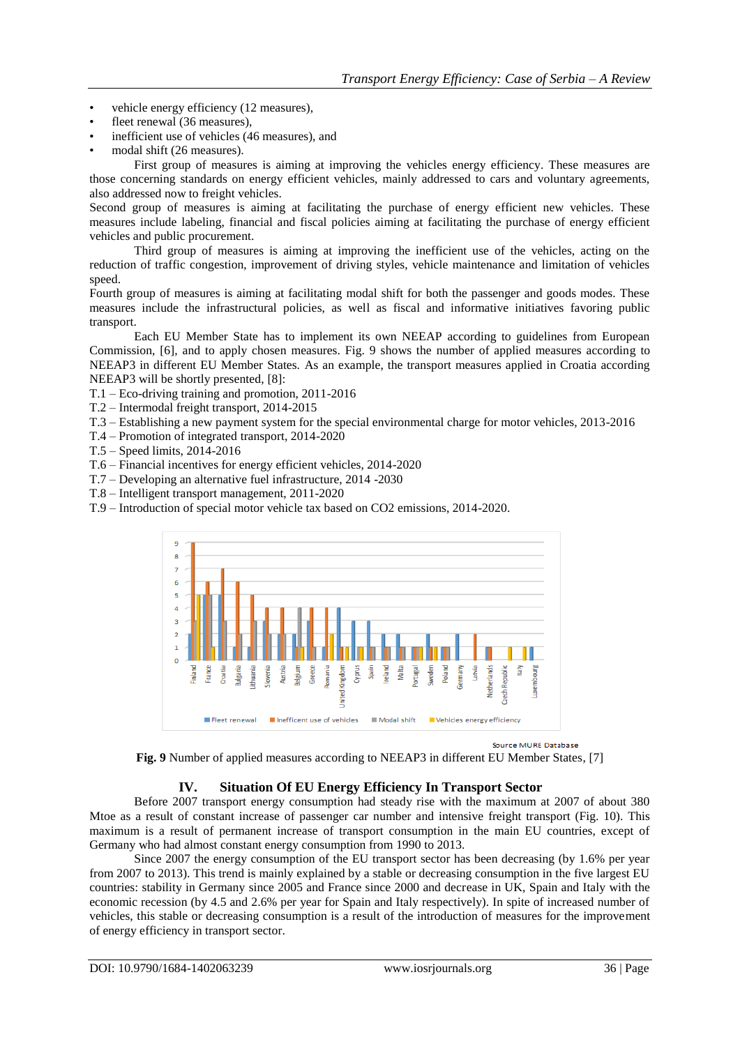- vehicle energy efficiency (12 measures),
- fleet renewal (36 measures),
- inefficient use of vehicles (46 measures), and
- modal shift (26 measures).

First group of measures is aiming at improving the vehicles energy efficiency. These measures are those concerning standards on energy efficient vehicles, mainly addressed to cars and voluntary agreements, also addressed now to freight vehicles.

Second group of measures is aiming at facilitating the purchase of energy efficient new vehicles. These measures include labeling, financial and fiscal policies aiming at facilitating the purchase of energy efficient vehicles and public procurement.

Third group of measures is aiming at improving the inefficient use of the vehicles, acting on the reduction of traffic congestion, improvement of driving styles, vehicle maintenance and limitation of vehicles speed.

Fourth group of measures is aiming at facilitating modal shift for both the passenger and goods modes. These measures include the infrastructural policies, as well as fiscal and informative initiatives favoring public transport.

Each EU Member State has to implement its own NEEAP according to guidelines from European Commission, [6], and to apply chosen measures. Fig. 9 shows the number of applied measures according to NEEAP3 in different EU Member States. As an example, the transport measures applied in Croatia according NEEAP3 will be shortly presented, [8]:

T.1 – Eco-driving training and promotion, 2011-2016
T.2 – Intermodal freight transport, 2014-2015
T.3 – Establishing a new payment system for the special environmental charge for motor vehicles, 2013-2016
T.4 – Promotion of integrated transport, 2014-2020
T.5 – Speed limits, 2014-2016
T.6 – Financial incentives for energy efficient vehicles, 2014-2020
T.7 – Developing an alternative fuel infrastructure, 2014 -2030
T.8 – Intelligent transport management, 2011-2020
T.9 – Introduction of special motor vehicle tax based on CO2 emissions, 2014-2020.

Source MURE Database

**Fig. 9** Number of applied measures according to NEEAP3 in different EU Member States, [7]

## IV. Situation Of EU Energy Efficiency In Transport Sector

Before 2007 transport energy consumption had steady rise with the maximum at 2007 of about 380 Mtoe as a result of constant increase of passenger car number and intensive freight transport (Fig. 10). This maximum is a result of permanent increase of transport consumption in the main EU countries, except of Germany who had almost constant energy consumption from 1990 to 2013.

Since 2007 the energy consumption of the EU transport sector has been decreasing (by 1.6% per year from 2007 to 2013). This trend is mainly explained by a stable or decreasing consumption in the five largest EU countries: stability in Germany since 2005 and France since 2000 and decrease in UK, Spain and Italy with the economic recession (by 4.5 and 2.6% per year for Spain and Italy respectively). In spite of increased number of vehicles, this stable or decreasing consumption is a result of the introduction of measures for the improvement of energy efficiency in transport sector.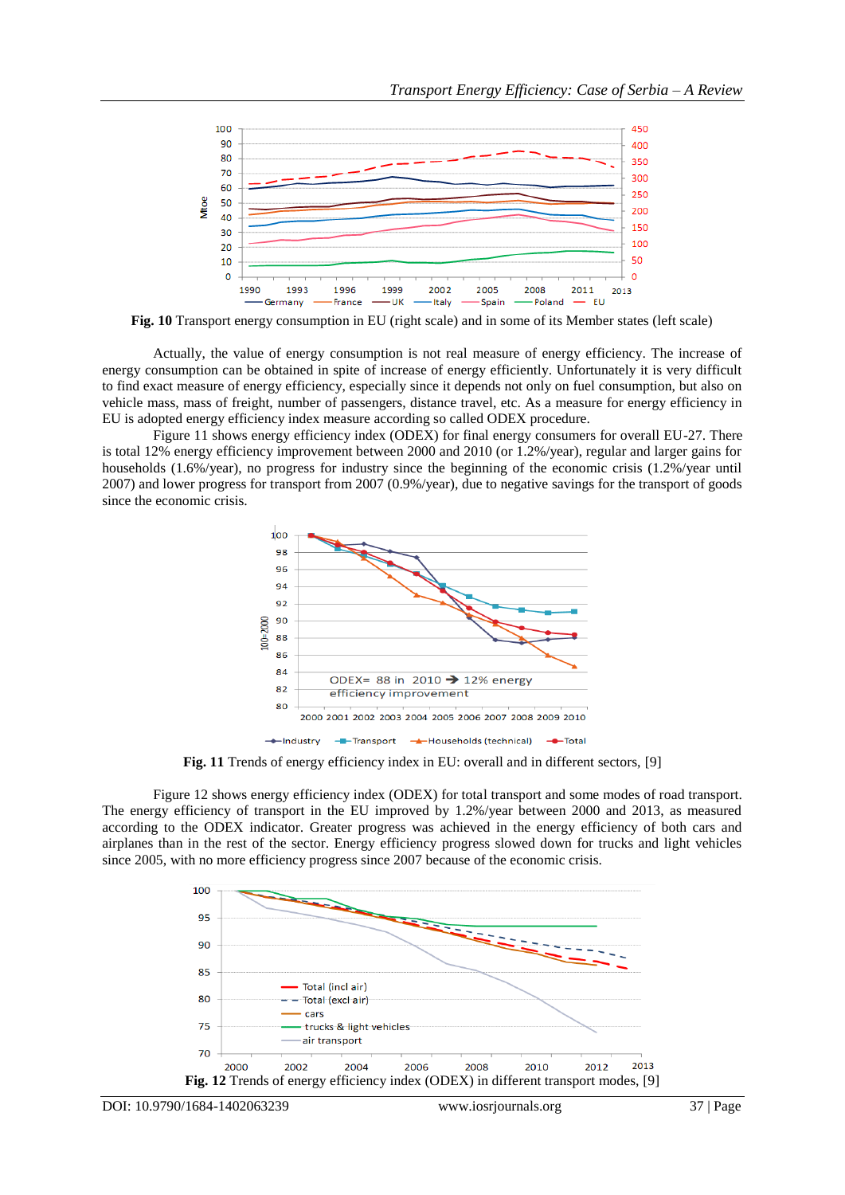**Fig. 10** Transport energy consumption in EU (right scale) and in some of its Member states (left scale)

Actually, the value of energy consumption is not real measure of energy efficiency. The increase of energy consumption can be obtained in spite of increase of energy efficiently. Unfortunately it is very difficult to find exact measure of energy efficiency, especially since it depends not only on fuel consumption, but also on vehicle mass, mass of freight, number of passengers, distance travel, etc. As a measure for energy efficiency in EU is adopted energy efficiency index measure according so called ODEX procedure.

Figure 11 shows energy efficiency index (ODEX) for final energy consumers for overall EU-27. There is total 12% energy efficiency improvement between 2000 and 2010 (or 1.2%/year), regular and larger gains for households (1.6%/year), no progress for industry since the beginning of the economic crisis (1.2%/year until 2007) and lower progress for transport from 2007 (0.9%/year), due to negative savings for the transport of goods since the economic crisis.

**Fig. 11** Trends of energy efficiency index in EU: overall and in different sectors, [9]

Figure 12 shows energy efficiency index (ODEX) for total transport and some modes of road transport. The energy efficiency of transport in the EU improved by 1.2%/year between 2000 and 2013, as measured according to the ODEX indicator. Greater progress was achieved in the energy efficiency of both cars and airplanes than in the rest of the sector. Energy efficiency progress slowed down for trucks and light vehicles since 2005, with no more efficiency progress since 2007 because of the economic crisis.

**Fig. 12** Trends of energy efficiency index (ODEX) in different transport modes, [9]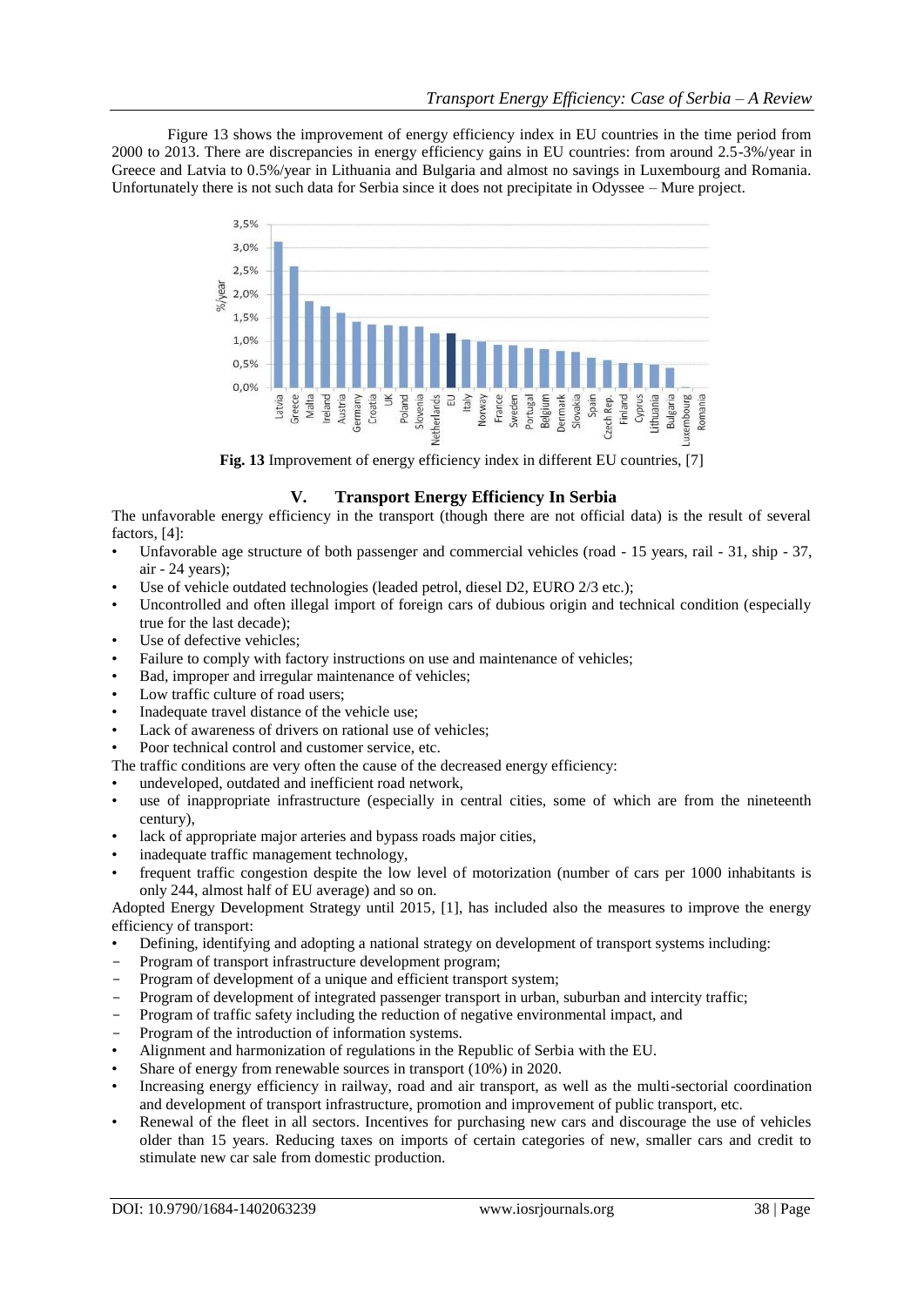Figure 13 shows the improvement of energy efficiency index in EU countries in the time period from 2000 to 2013. There are discrepancies in energy efficiency gains in EU countries: from around 2.5-3%/year in Greece and Latvia to 0.5%/year in Lithuania and Bulgaria and almost no savings in Luxembourg and Romania. Unfortunately there is not such data for Serbia since it does not precipitate in Odyssee – Mure project.

**Fig. 13** Improvement of energy efficiency index in different EU countries, [7]

## V. Transport Energy Efficiency In Serbia

The unfavorable energy efficiency in the transport (though there are not official data) is the result of several factors, [4]:

- Unfavorable age structure of both passenger and commercial vehicles (road - 15 years, rail - 31, ship - 37, air - 24 years);
- Use of vehicle outdated technologies (leaded petrol, diesel D2, EURO 2/3 etc.);
- Uncontrolled and often illegal import of foreign cars of dubious origin and technical condition (especially true for the last decade);
- Use of defective vehicles;
- Failure to comply with factory instructions on use and maintenance of vehicles;
- Bad, improper and irregular maintenance of vehicles;
- Low traffic culture of road users;
- Inadequate travel distance of the vehicle use;
- Lack of awareness of drivers on rational use of vehicles;
- Poor technical control and customer service, etc.

The traffic conditions are very often the cause of the decreased energy efficiency:

- undeveloped, outdated and inefficient road network,
- use of inappropriate infrastructure (especially in central cities, some of which are from the nineteenth century),
- lack of appropriate major arteries and bypass roads major cities,
- inadequate traffic management technology,
- frequent traffic congestion despite the low level of motorization (number of cars per 1000 inhabitants is only 244, almost half of EU average) and so on.

Adopted Energy Development Strategy until 2015, [1], has included also the measures to improve the energy efficiency of transport:

- Defining, identifying and adopting a national strategy on development of transport systems including:
  - Program of transport infrastructure development program;
  - Program of development of a unique and efficient transport system;
  - Program of development of integrated passenger transport in urban, suburban and intercity traffic;
  - Program of traffic safety including the reduction of negative environmental impact, and
  - Program of the introduction of information systems.
- Alignment and harmonization of regulations in the Republic of Serbia with the EU.
- Share of energy from renewable sources in transport (10%) in 2020.
- Increasing energy efficiency in railway, road and air transport, as well as the multi-sectorial coordination and development of transport infrastructure, promotion and improvement of public transport, etc.
- Renewal of the fleet in all sectors. Incentives for purchasing new cars and discourage the use of vehicles older than 15 years. Reducing taxes on imports of certain categories of new, smaller cars and credit to stimulate new car sale from domestic production.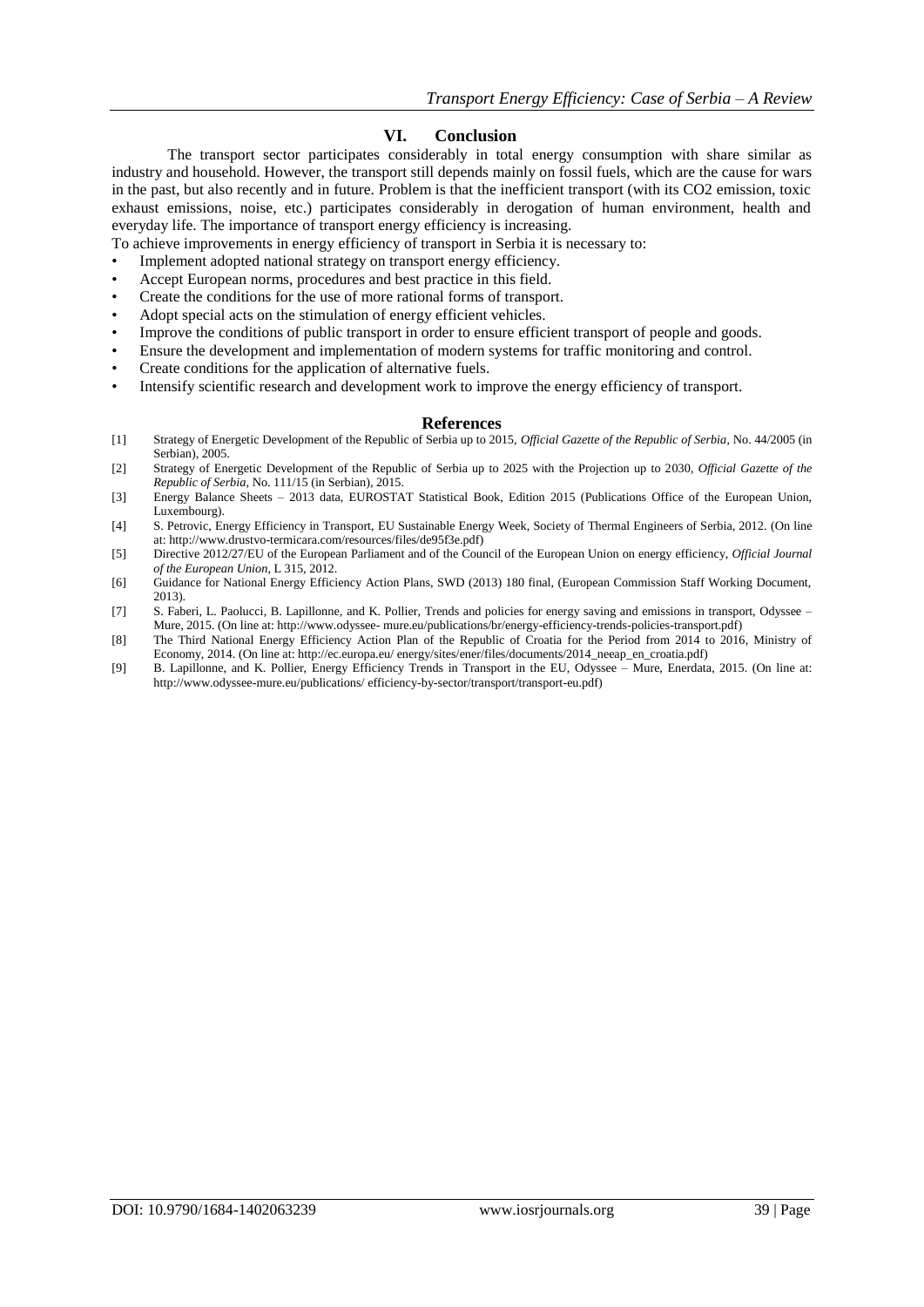## VI. Conclusion

The transport sector participates considerably in total energy consumption with share similar as industry and household. However, the transport still depends mainly on fossil fuels, which are the cause for wars in the past, but also recently and in future. Problem is that the inefficient transport (with its $CO_2$ emission, toxic exhaust emissions, noise, etc.) participates considerably in derogation of human environment, health and everyday life. The importance of transport energy efficiency is increasing.

To achieve improvements in energy efficiency of transport in Serbia it is necessary to:

- Implement adopted national strategy on transport energy efficiency.
- Accept European norms, procedures and best practice in this field.
- Create the conditions for the use of more rational forms of transport.
- Adopt special acts on the stimulation of energy efficient vehicles.
- Improve the conditions of public transport in order to ensure efficient transport of people and goods.
- Ensure the development and implementation of modern systems for traffic monitoring and control.
- Create conditions for the application of alternative fuels.
- Intensify scientific research and development work to improve the energy efficiency of transport.

## References

[1] Strategy of Energetic Development of the Republic of Serbia up to 2015, *Official Gazette of the Republic of Serbia*, No. 44/2005 (in Serbian), 2005.

[2] Strategy of Energetic Development of the Republic of Serbia up to 2025 with the Projection up to 2030, *Official Gazette of the Republic of Serbia*, No. 111/15 (in Serbian), 2015.

[3] Energy Balance Sheets – 2013 data, EUROSTAT Statistical Book, Edition 2015 (Publications Office of the European Union, Luxembourg).

[4] S. Petrovic, Energy Efficiency in Transport, EU Sustainable Energy Week, Society of Thermal Engineers of Serbia, 2012. (On line at: http://www.drustvo-termicara.com/resources/files/de95f3e.pdf)

[5] Directive 2012/27/EU of the European Parliament and of the Council of the European Union on energy efficiency, *Official Journal of the European Union*, L 315, 2012.

[6] Guidance for National Energy Efficiency Action Plans, SWD (2013) 180 final, (European Commission Staff Working Document, 2013).

[7] S. Faberi, L. Paolucci, B. Lapillonne, and K. Pollier, Trends and policies for energy saving and emissions in transport, Odyssee – Mure, 2015. (On line at: http://www.odyssee- mure.eu/publications/br/energy-efficiency-trends-policies-transport.pdf)

[8] The Third National Energy Efficiency Action Plan of the Republic of Croatia for the Period from 2014 to 2016, Ministry of Economy, 2014. (On line at: http://ec.europa.eu/ energy/sites/ener/files/documents/2014_neeap_en_croatia.pdf)

[9] B. Lapillonne, and K. Pollier, Energy Efficiency Trends in Transport in the EU, Odyssee – Mure, Enerdata, 2015. (On line at: http://www.odyssee-mure.eu/publications/ efficiency-by-sector/transport/transport-eu.pdf)